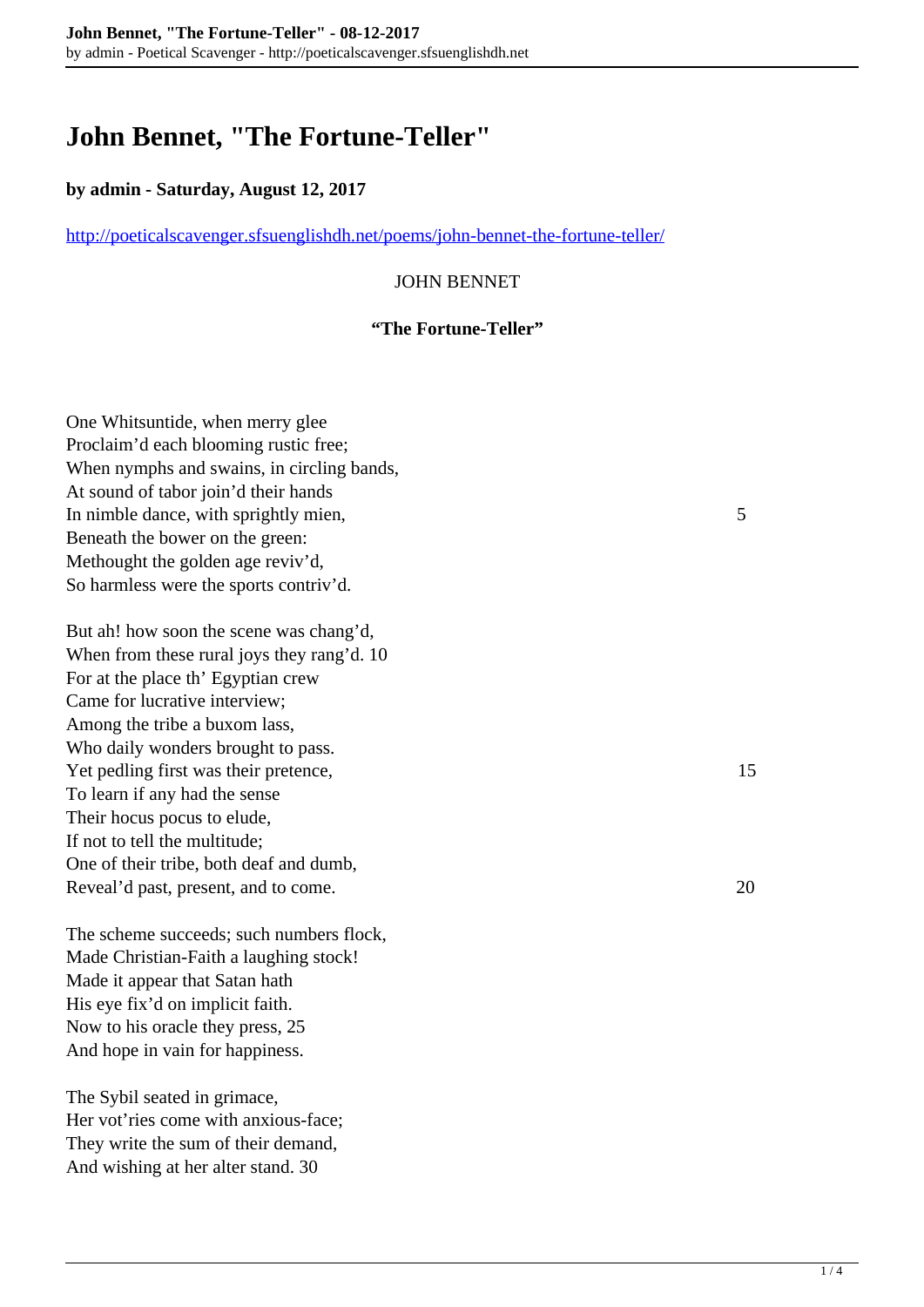# John Bennet, "The Fortune-Teller"

**by admin - Saturday, August 12, 2017**

http://poeticalscavenger.sfsuenglishdh.net/poems/john-bennet-the-fortune-teller/

JOHN BENNET

**"The Fortune-Teller"**

One Whitsuntide, when merry glee
Proclaim'd each blooming rustic free;
When nymphs and swains, in circling bands,
At sound of tabor join'd their hands
In nimble dance, with sprightly mien, 5
Beneath the bower on the green:
Methought the golden age reviv'd,
So harmless were the sports contriv'd.

But ah! how soon the scene was chang'd,
When from these rural joys they rang'd. 10
For at the place th' Egyptian crew
Came for lucrative interview;
Among the tribe a buxom lass,
Who daily wonders brought to pass.
Yet pedling first was their pretence, 15
To learn if any had the sense
Their hocus pocus to elude,
If not to tell the multitude;
One of their tribe, both deaf and dumb,
Reveal'd past, present, and to come. 20

The scheme succeeds; such numbers flock,
Made Christian-Faith a laughing stock!
Made it appear that Satan hath
His eye fix'd on implicit faith.
Now to his oracle they press, 25
And hope in vain for happiness.

The Sybil seated in grimace,
Her vot'ries come with anxious-face;
They write the sum of their demand,
And wishing at her alter stand. 30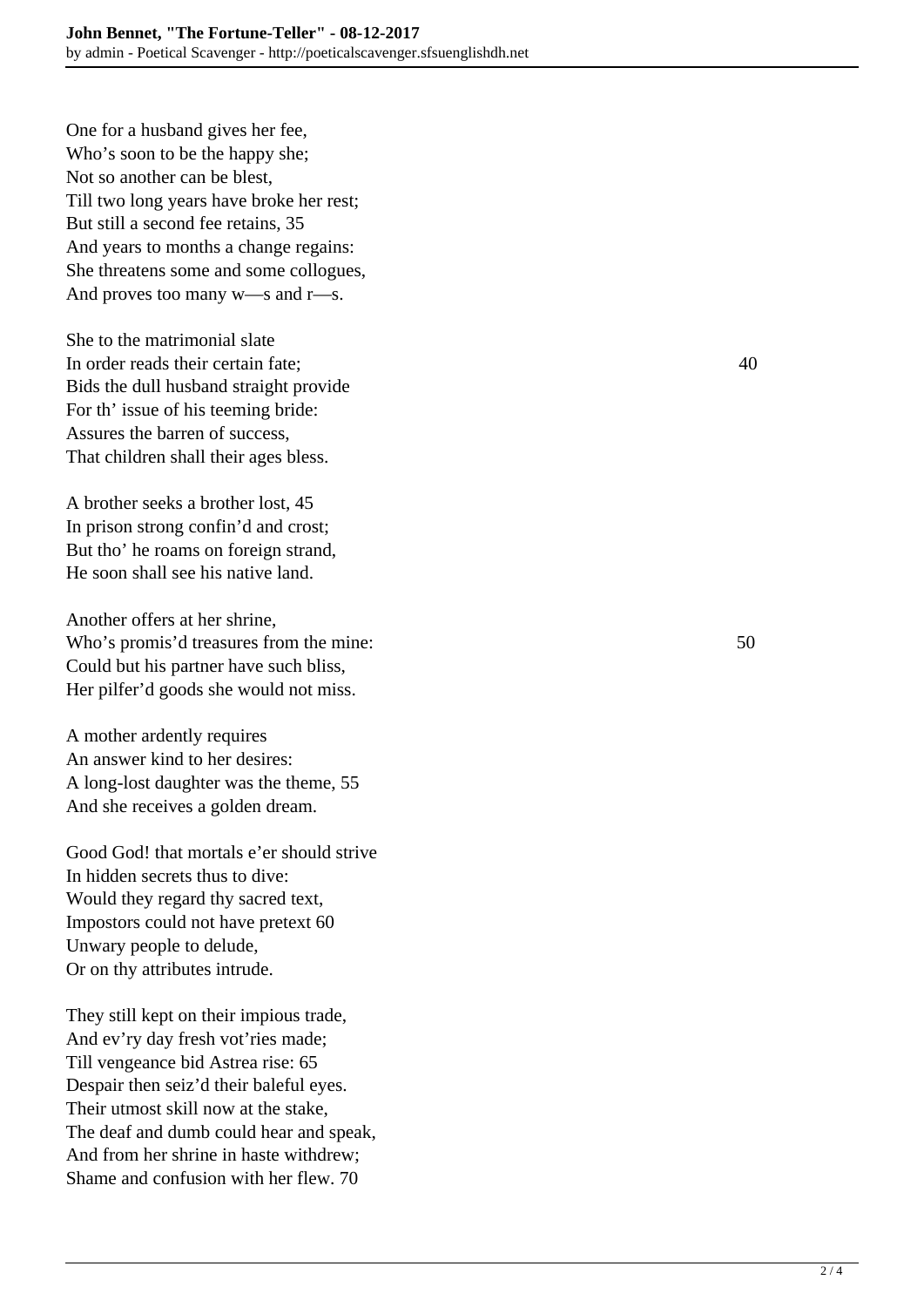One for a husband gives her fee,  
Who's soon to be the happy she;  
Not so another can be blest,  
Till two long years have broke her rest;  
But still a second fee retains, 35  
And years to months a change regains:  
She threatens some and some collogues,  
And proves too many w—s and r—s.

She to the matrimonial slate  
In order reads their certain fate; 40  
Bids the dull husband straight provide  
For th' issue of his teeming bride:  
Assures the barren of success,  
That children shall their ages bless.

A brother seeks a brother lost, 45  
In prison strong confin'd and crost;  
But tho' he roams on foreign strand,  
He soon shall see his native land.

Another offers at her shrine,  
Who's promis'd treasures from the mine: 50  
Could but his partner have such bliss,  
Her pilfer'd goods she would not miss.

A mother ardently requires  
An answer kind to her desires:  
A long-lost daughter was the theme, 55  
And she receives a golden dream.

Good God! that mortals e'er should strive  
In hidden secrets thus to dive:  
Would they regard thy sacred text,  
Impostors could not have pretext 60  
Unwary people to delude,  
Or on thy attributes intrude.

They still kept on their impious trade,  
And ev'ry day fresh vot'ries made;  
Till vengeance bid Astrea rise: 65  
Despair then seiz'd their baleful eyes.  
Their utmost skill now at the stake,  
The deaf and dumb could hear and speak,  
And from her shrine in haste withdrew;  
Shame and confusion with her flew. 70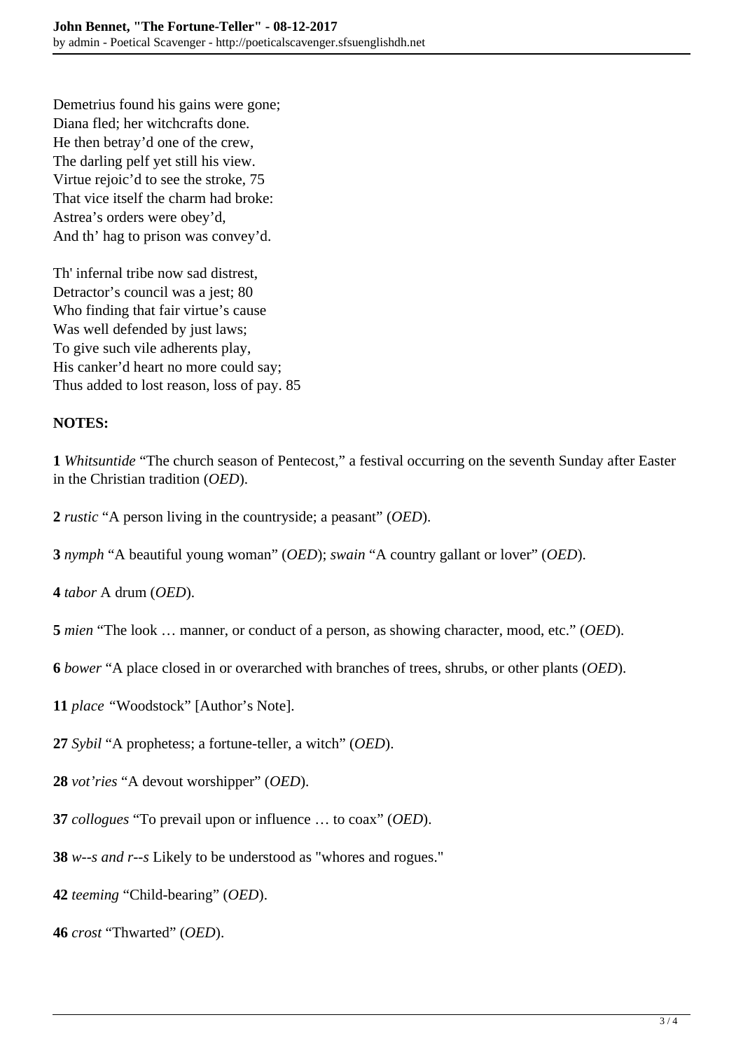Demetrius found his gains were gone;
Diana fled; her witchcrafts done.
He then betray'd one of the crew,
The darling pelf yet still his view.
Virtue rejoic'd to see the stroke, 75
That vice itself the charm had broke:
Astrea's orders were obey'd,
And th' hag to prison was convey'd.

Th' infernal tribe now sad distrest,
Detractor's council was a jest; 80
Who finding that fair virtue's cause
Was well defended by just laws;
To give such vile adherents play,
His canker'd heart no more could say;
Thus added to lost reason, loss of pay. 85

**NOTES:**

**1** *Whitsuntide* "The church season of Pentecost," a festival occurring on the seventh Sunday after Easter in the Christian tradition (*OED*).

**2** *rustic* "A person living in the countryside; a peasant" (*OED*).

**3** *nymph* "A beautiful young woman" (*OED*); *swain* "A country gallant or lover" (*OED*).

**4** *tabor* A drum (*OED*).

**5** *mien* "The look … manner, or conduct of a person, as showing character, mood, etc." (*OED*).

**6** *bower* "A place closed in or overarched with branches of trees, shrubs, or other plants (*OED*).

**11** *place* "Woodstock" [Author's Note].

**27** *Sybil* "A prophetess; a fortune-teller, a witch" (*OED*).

**28** *vot'ries* "A devout worshipper" (*OED*).

**37** *collogues* "To prevail upon or influence … to coax" (*OED*).

**38** *w--s and r--s* Likely to be understood as "whores and rogues."

**42** *teeming* "Child-bearing" (*OED*).

**46** *crost* "Thwarted" (*OED*).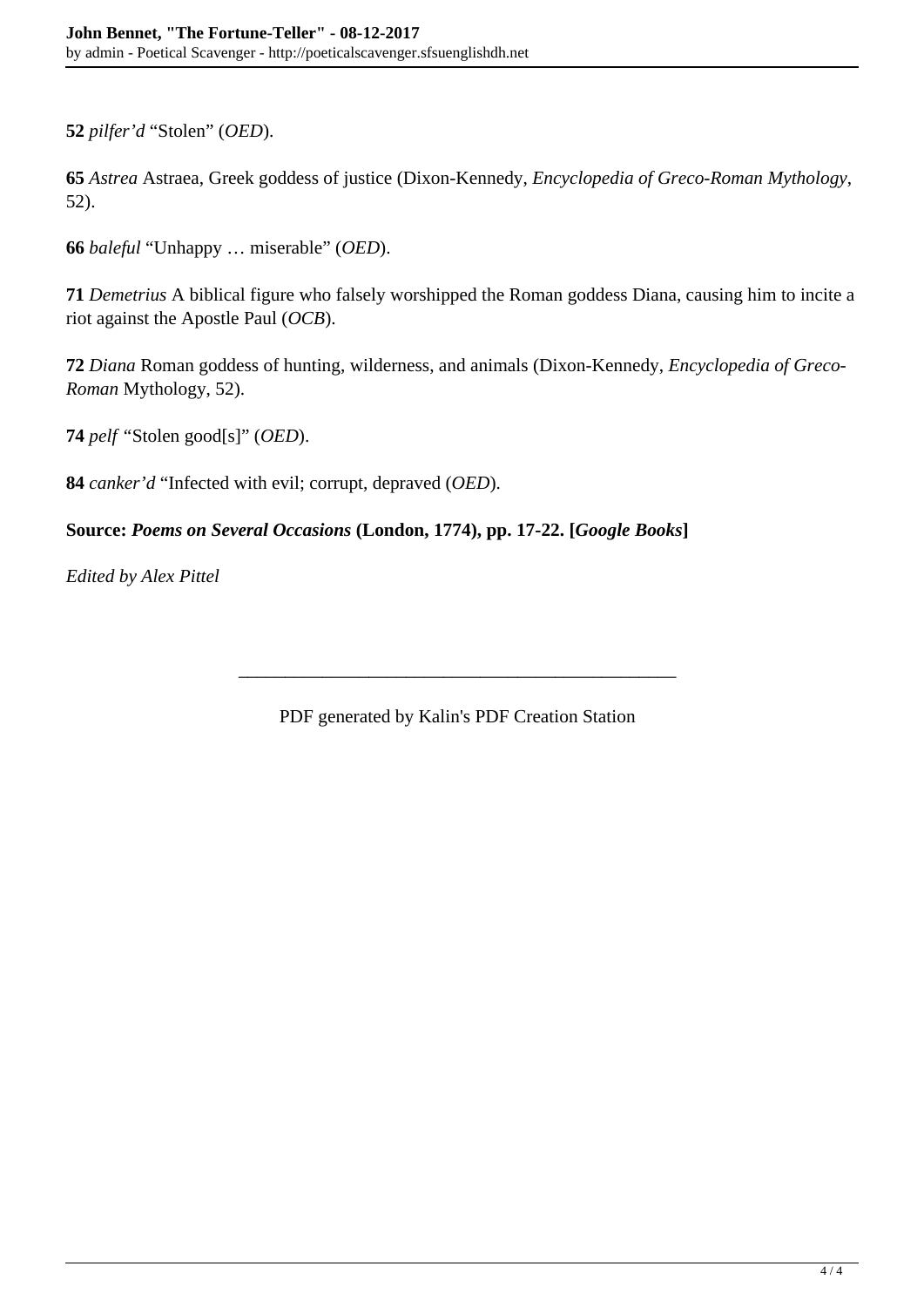**52** *pilfer'd* "Stolen" (*OED*).

**65** *Astrea* Astraea, Greek goddess of justice (Dixon-Kennedy, *Encyclopedia of Greco-Roman Mythology*, 52).

**66** *baleful* "Unhappy … miserable" (*OED*).

**71** *Demetrius* A biblical figure who falsely worshipped the Roman goddess Diana, causing him to incite a riot against the Apostle Paul (*OCB*).

**72** *Diana* Roman goddess of hunting, wilderness, and animals (Dixon-Kennedy, *Encyclopedia of Greco-Roman* Mythology, 52).

**74** *pelf* "Stolen good[s]" (*OED*).

**84** *canker'd* "Infected with evil; corrupt, depraved (*OED*).

**Source:** ***Poems on Several Occasions*** **(London, 1774), pp. 17-22. [*Google Books*]**

*Edited by Alex Pittel*

---

PDF generated by Kalin's PDF Creation Station